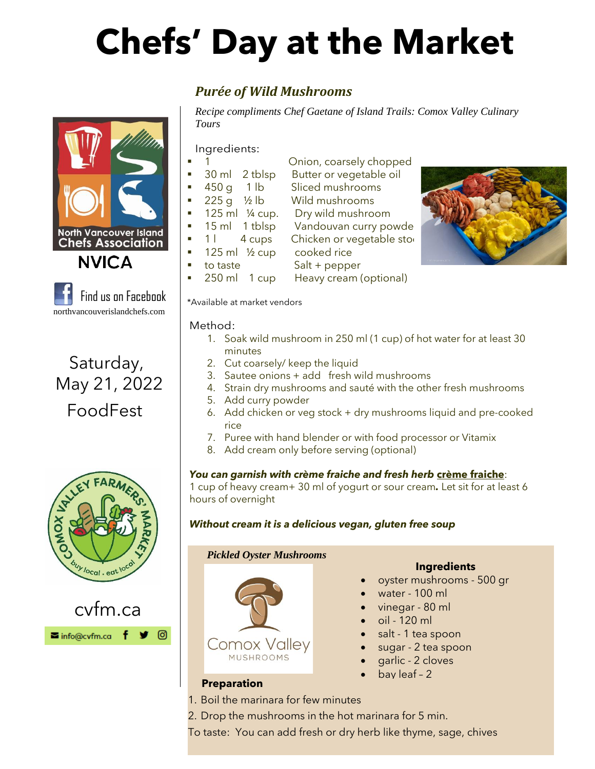# Chefs' Day at the Market

North Vancouver Island Chefs Association

NVICA

Find us on Facebook

northvancouverislandchefs.com

Saturday, May 21, 2022

FoodFest

cvfm.ca

info@cvfm.ca

## *Purée of Wild Mushrooms*

*Recipe compliments Chef Gaetane of Island Trails: Comox Valley Culinary Tours*

Ingredients:

- 1 — Onion, coarsely chopped
- 30 ml — 2 tblsp — Butter or vegetable oil
- 450 g — 1 lb — Sliced mushrooms
- 225 g — ½ lb — Wild mushrooms
- 125 ml — ¼ cup. — Dry wild mushroom
- 15 ml — 1 tblsp — Vandouvan curry powde
- 1 l — 4 cups — Chicken or vegetable sto
- 125 ml — ½ cup — cooked rice
- to taste — Salt + pepper
- 250 ml — 1 cup — Heavy cream (optional)

*Available at market vendors

Method:

1. Soak wild mushroom in 250 ml (1 cup) of hot water for at least 30 minutes
2. Cut coarsely/ keep the liquid
3. Sautee onions + add fresh wild mushrooms
4. Strain dry mushrooms and sauté with the other fresh mushrooms
5. Add curry powder
6. Add chicken or veg stock + dry mushrooms liquid and pre-cooked rice
7. Puree with hand blender or with food processor or Vitamix
8. Add cream only before serving (optional)

***You can garnish with crème fraiche and fresh herb crème fraiche***:
1 cup of heavy cream+ 30 ml of yogurt or sour cream. Let sit for at least 6 hours of overnight

***Without cream it is a delicious vegan, gluten free soup***

### *Pickled Oyster Mushrooms*

Comox Valley MUSHROOMS

**Ingredients**

- oyster mushrooms - 500 gr
- water - 100 ml
- vinegar - 80 ml
- oil - 120 ml
- salt - 1 tea spoon
- sugar - 2 tea spoon
- garlic - 2 cloves
- bay leaf – 2

**Preparation**

1. Boil the marinara for few minutes
2. Drop the mushrooms in the hot marinara for 5 min.

To taste: You can add fresh or dry herb like thyme, sage, chives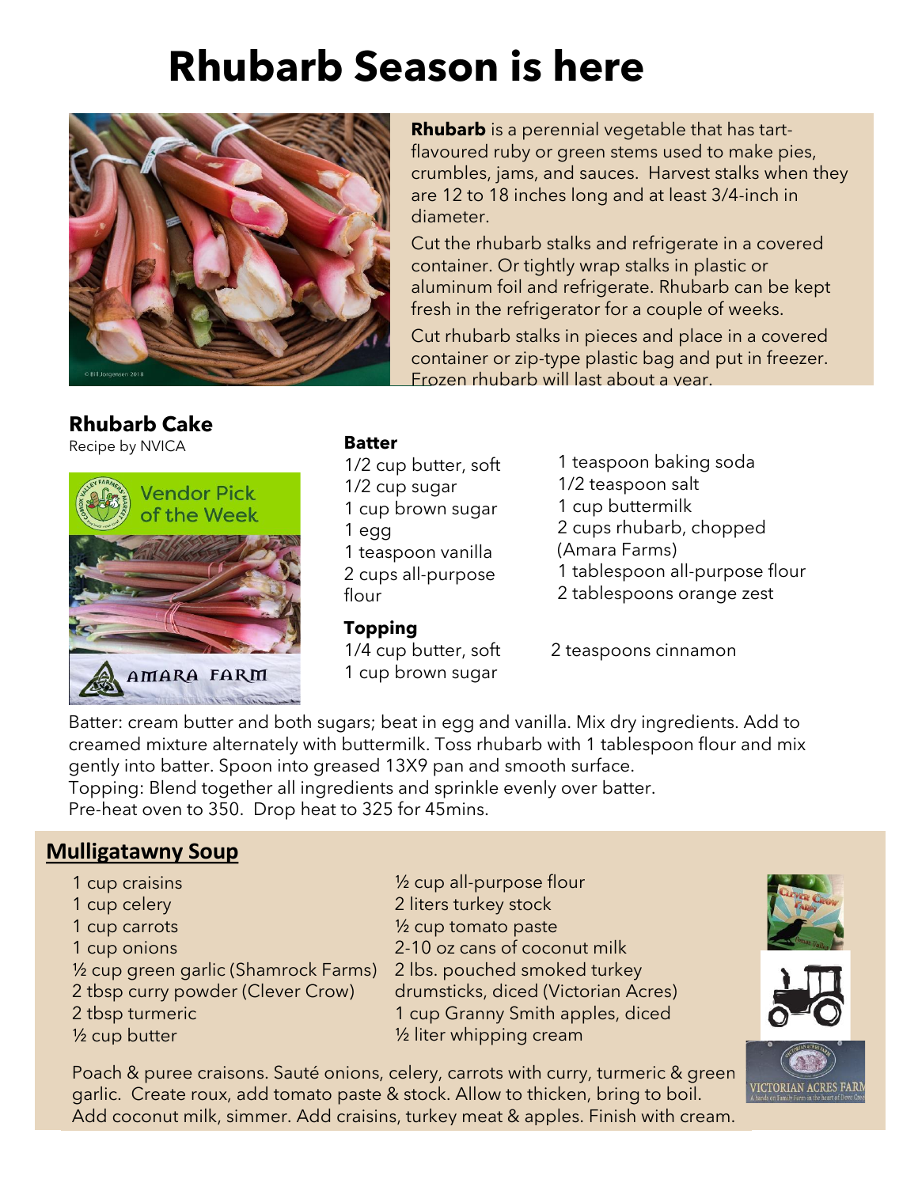# Rhubarb Season is here

**Rhubarb** is a perennial vegetable that has tart-flavoured ruby or green stems used to make pies, crumbles, jams, and sauces. Harvest stalks when they are 12 to 18 inches long and at least 3/4-inch in diameter.

Cut the rhubarb stalks and refrigerate in a covered container. Or tightly wrap stalks in plastic or aluminum foil and refrigerate. Rhubarb can be kept fresh in the refrigerator for a couple of weeks.

Cut rhubarb stalks in pieces and place in a covered container or zip-type plastic bag and put in freezer. Frozen rhubarb will last about a year.

## Rhubarb Cake

Recipe by NVICA

Vendor Pick of the Week

AMARA FARM

### Batter

- 1/2 cup butter, soft
- 1/2 cup sugar
- 1 cup brown sugar
- 1 egg
- 1 teaspoon vanilla
- 2 cups all-purpose flour
- 1 teaspoon baking soda
- 1/2 teaspoon salt
- 1 cup buttermilk
- 2 cups rhubarb, chopped (Amara Farms)
- 1 tablespoon all-purpose flour
- 2 tablespoons orange zest

### Topping

- 1/4 cup butter, soft
- 1 cup brown sugar
- 2 teaspoons cinnamon

Batter: cream butter and both sugars; beat in egg and vanilla. Mix dry ingredients. Add to creamed mixture alternately with buttermilk. Toss rhubarb with 1 tablespoon flour and mix gently into batter. Spoon into greased 13X9 pan and smooth surface.
Topping: Blend together all ingredients and sprinkle evenly over batter.
Pre-heat oven to 350. Drop heat to 325 for 45mins.

## Mulligatawny Soup

- 1 cup craisins
- 1 cup celery
- 1 cup carrots
- 1 cup onions
- ½ cup green garlic (Shamrock Farms)
- 2 tbsp curry powder (Clever Crow)
- 2 tbsp turmeric
- ½ cup butter
- ½ cup all-purpose flour
- 2 liters turkey stock
- ½ cup tomato paste
- 2-10 oz cans of coconut milk
- 2 lbs. pouched smoked turkey drumsticks, diced (Victorian Acres)
- 1 cup Granny Smith apples, diced
- ½ liter whipping cream

Poach & puree craisons. Sauté onions, celery, carrots with curry, turmeric & green garlic. Create roux, add tomato paste & stock. Allow to thicken, bring to boil. Add coconut milk, simmer. Add craisins, turkey meat & apples. Finish with cream.